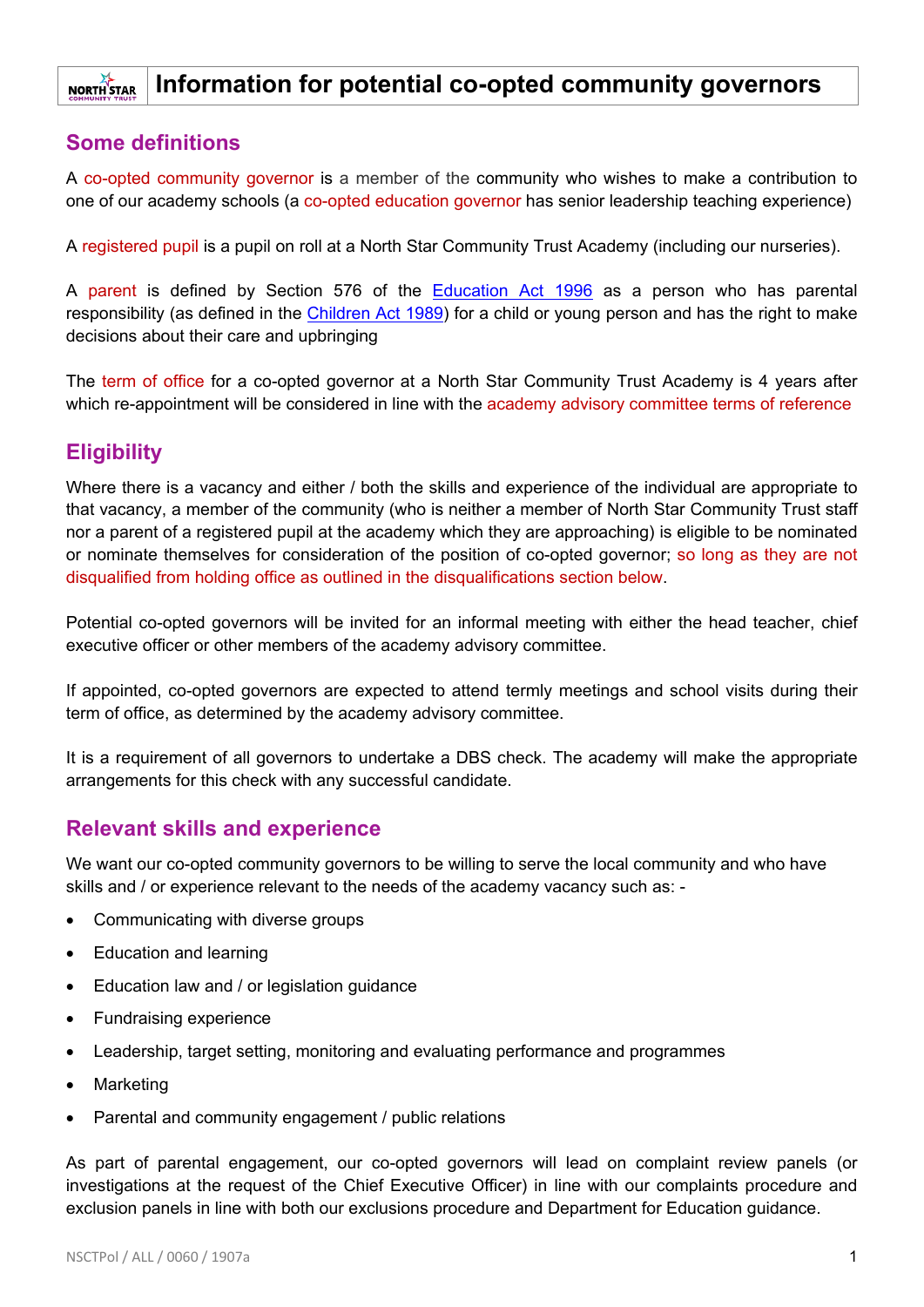# Information for potential co-opted community governors

## Some definitions

A co-opted community governor is a member of the community who wishes to make a contribution to one of our academy schools (a co-opted education governor has senior leadership teaching experience)

A registered pupil is a pupil on roll at a North Star Community Trust Academy (including our nurseries).

A parent is defined by Section 576 of the [Education Act 1996]() as a person who has parental responsibility (as defined in the [Children Act 1989]()) for a child or young person and has the right to make decisions about their care and upbringing

The term of office for a co-opted governor at a North Star Community Trust Academy is 4 years after which re-appointment will be considered in line with the academy advisory committee terms of reference

## Eligibility

Where there is a vacancy and either / both the skills and experience of the individual are appropriate to that vacancy, a member of the community (who is neither a member of North Star Community Trust staff nor a parent of a registered pupil at the academy which they are approaching) is eligible to be nominated or nominate themselves for consideration of the position of co-opted governor; so long as they are not disqualified from holding office as outlined in the disqualifications section below.

Potential co-opted governors will be invited for an informal meeting with either the head teacher, chief executive officer or other members of the academy advisory committee.

If appointed, co-opted governors are expected to attend termly meetings and school visits during their term of office, as determined by the academy advisory committee.

It is a requirement of all governors to undertake a DBS check. The academy will make the appropriate arrangements for this check with any successful candidate.

## Relevant skills and experience

We want our co-opted community governors to be willing to serve the local community and who have skills and / or experience relevant to the needs of the academy vacancy such as: -

- Communicating with diverse groups
- Education and learning
- Education law and / or legislation guidance
- Fundraising experience
- Leadership, target setting, monitoring and evaluating performance and programmes
- Marketing
- Parental and community engagement / public relations

As part of parental engagement, our co-opted governors will lead on complaint review panels (or investigations at the request of the Chief Executive Officer) in line with our complaints procedure and exclusion panels in line with both our exclusions procedure and Department for Education guidance.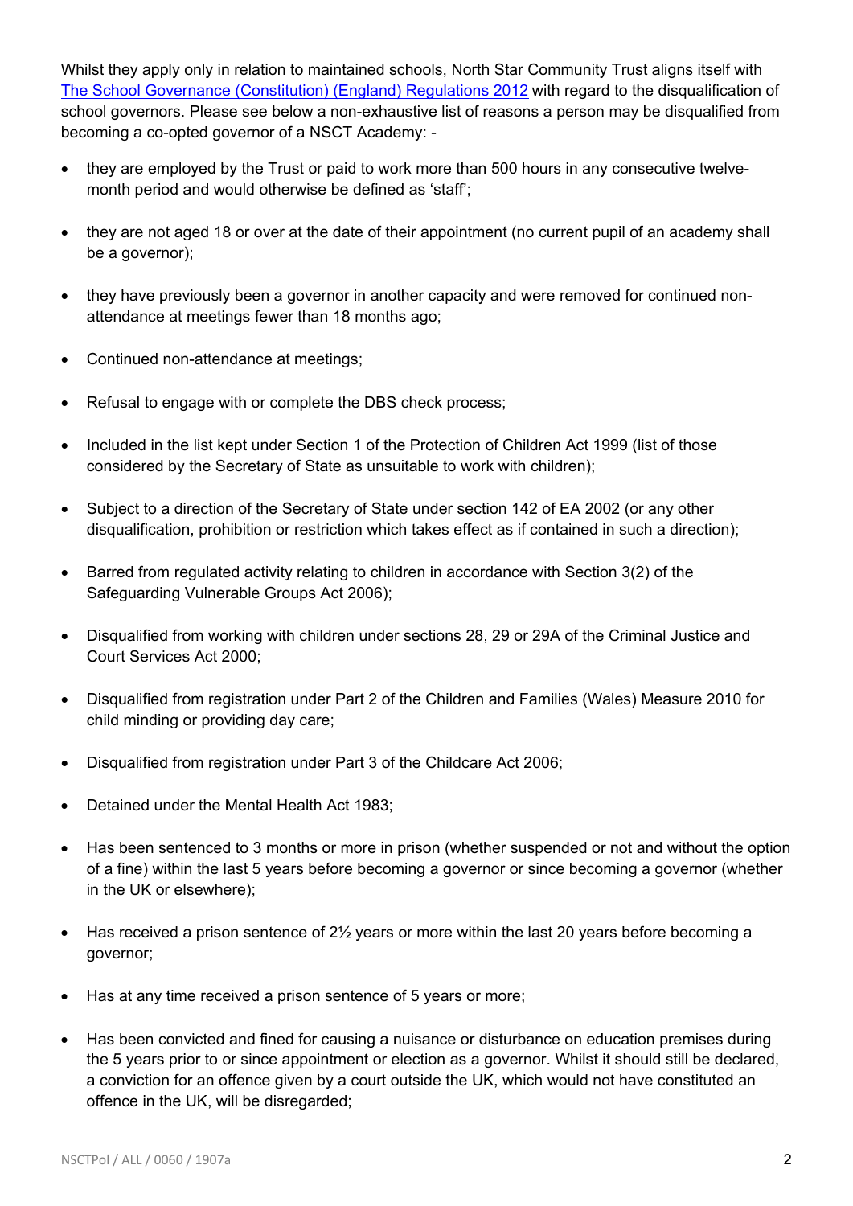Whilst they apply only in relation to maintained schools, North Star Community Trust aligns itself with [The School Governance (Constitution) (England) Regulations 2012](#) with regard to the disqualification of school governors. Please see below a non-exhaustive list of reasons a person may be disqualified from becoming a co-opted governor of a NSCT Academy: -

- they are employed by the Trust or paid to work more than 500 hours in any consecutive twelve-month period and would otherwise be defined as 'staff';
- they are not aged 18 or over at the date of their appointment (no current pupil of an academy shall be a governor);
- they have previously been a governor in another capacity and were removed for continued non-attendance at meetings fewer than 18 months ago;
- Continued non-attendance at meetings;
- Refusal to engage with or complete the DBS check process;
- Included in the list kept under Section 1 of the Protection of Children Act 1999 (list of those considered by the Secretary of State as unsuitable to work with children);
- Subject to a direction of the Secretary of State under section 142 of EA 2002 (or any other disqualification, prohibition or restriction which takes effect as if contained in such a direction);
- Barred from regulated activity relating to children in accordance with Section 3(2) of the Safeguarding Vulnerable Groups Act 2006);
- Disqualified from working with children under sections 28, 29 or 29A of the Criminal Justice and Court Services Act 2000;
- Disqualified from registration under Part 2 of the Children and Families (Wales) Measure 2010 for child minding or providing day care;
- Disqualified from registration under Part 3 of the Childcare Act 2006;
- Detained under the Mental Health Act 1983;
- Has been sentenced to 3 months or more in prison (whether suspended or not and without the option of a fine) within the last 5 years before becoming a governor or since becoming a governor (whether in the UK or elsewhere);
- Has received a prison sentence of 2½ years or more within the last 20 years before becoming a governor;
- Has at any time received a prison sentence of 5 years or more;
- Has been convicted and fined for causing a nuisance or disturbance on education premises during the 5 years prior to or since appointment or election as a governor. Whilst it should still be declared, a conviction for an offence given by a court outside the UK, which would not have constituted an offence in the UK, will be disregarded;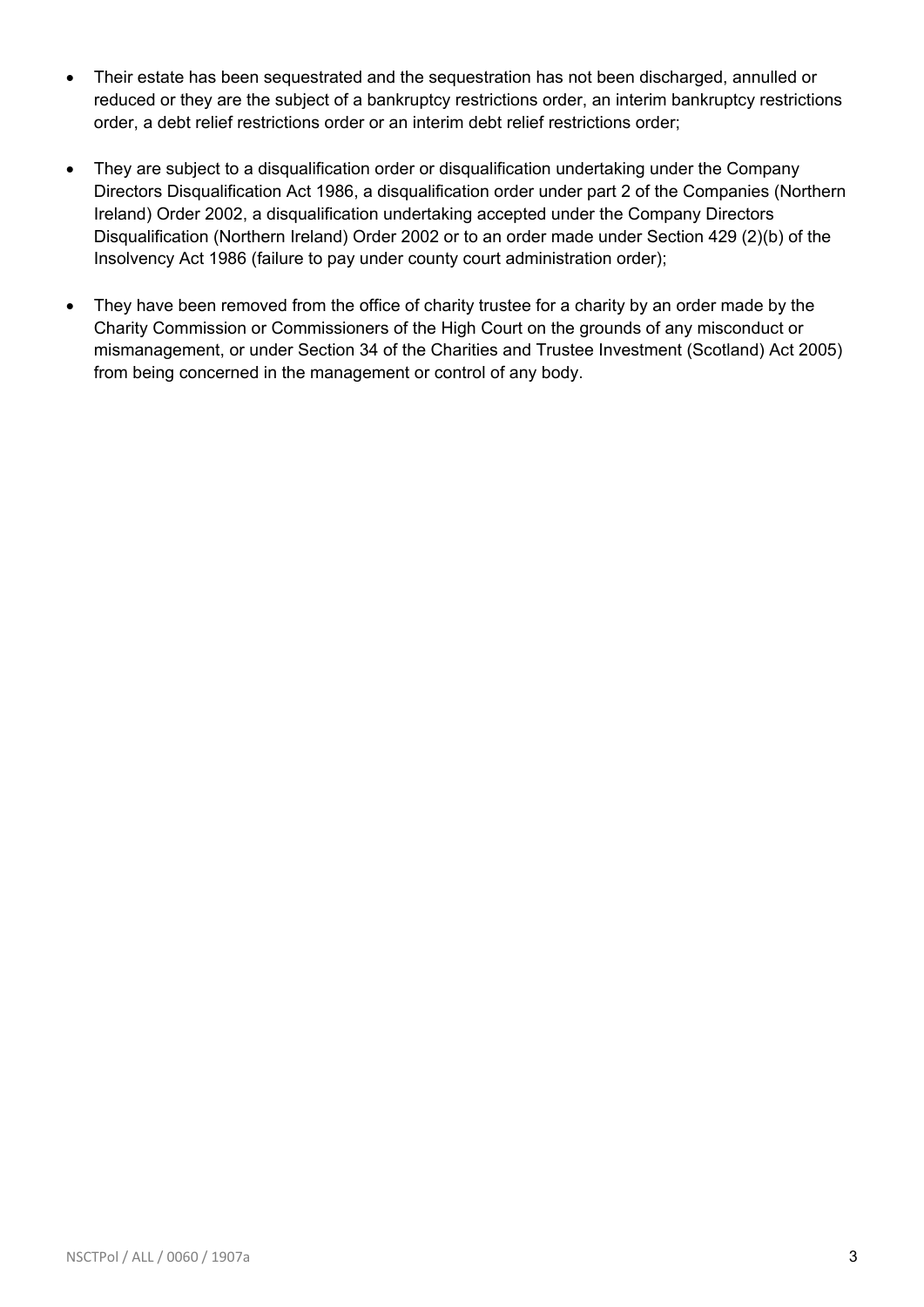- Their estate has been sequestrated and the sequestration has not been discharged, annulled or reduced or they are the subject of a bankruptcy restrictions order, an interim bankruptcy restrictions order, a debt relief restrictions order or an interim debt relief restrictions order;

- They are subject to a disqualification order or disqualification undertaking under the Company Directors Disqualification Act 1986, a disqualification order under part 2 of the Companies (Northern Ireland) Order 2002, a disqualification undertaking accepted under the Company Directors Disqualification (Northern Ireland) Order 2002 or to an order made under Section 429 (2)(b) of the Insolvency Act 1986 (failure to pay under county court administration order);

- They have been removed from the office of charity trustee for a charity by an order made by the Charity Commission or Commissioners of the High Court on the grounds of any misconduct or mismanagement, or under Section 34 of the Charities and Trustee Investment (Scotland) Act 2005) from being concerned in the management or control of any body.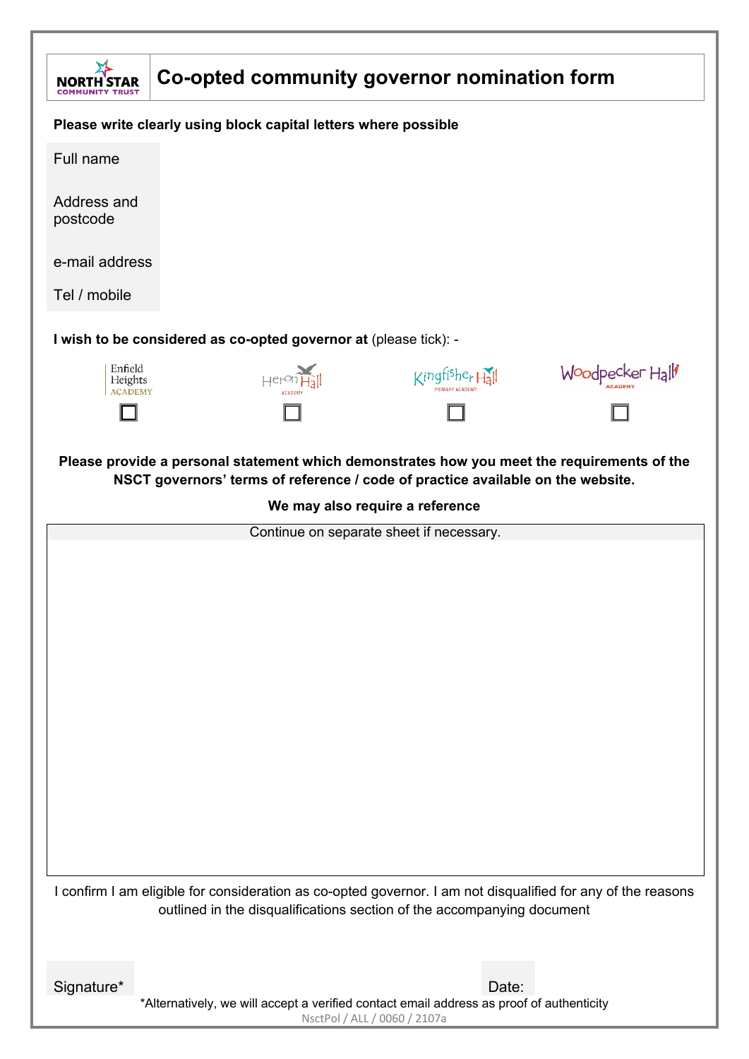# Co-opted community governor nomination form

NORTH STAR COMMUNITY TRUST

**Please write clearly using block capital letters where possible**

| | |
|---|---|
| Full name | |
| Address and postcode | |
| e-mail address | |
| Tel / mobile | |

**I wish to be considered as co-opted governor at** (please tick): -

| Enfield Heights Academy | Heron Hall Academy | Kingfisher Hall Primary Academy | Woodpecker Hall Academy |
|---|---|---|---|
| ☐ | ☐ | ☐ | ☐ |

**Please provide a personal statement which demonstrates how you meet the requirements of the NSCT governors' terms of reference / code of practice available on the website.**

**We may also require a reference**

Continue on separate sheet if necessary.

I confirm I am eligible for consideration as co-opted governor. I am not disqualified for any of the reasons outlined in the disqualifications section of the accompanying document

Signature*

Date:

*Alternatively, we will accept a verified contact email address as proof of authenticity

NsctPol / ALL / 0060 / 2107a